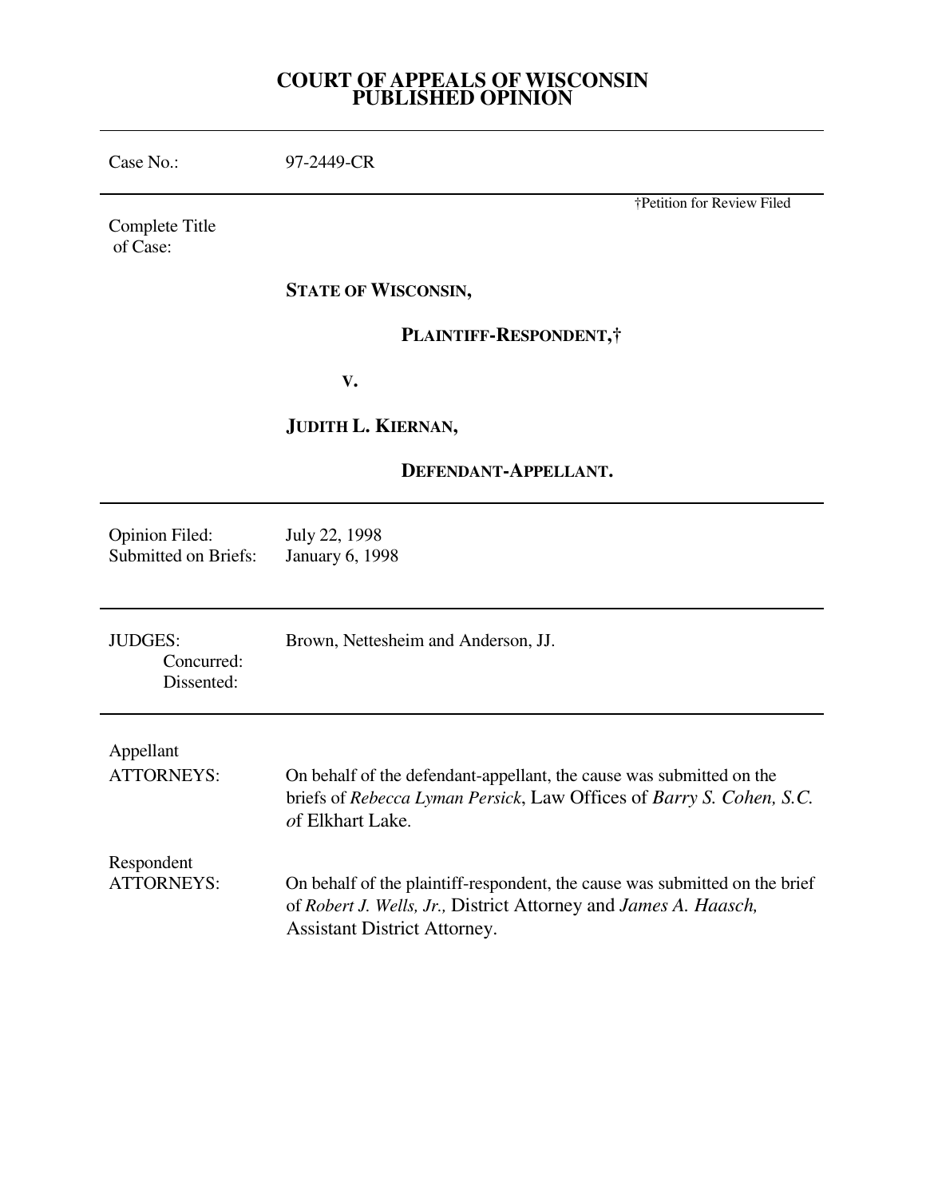# COURT OF APPEALS OF WISCONSIN
# PUBLISHED OPINION

| | |
|---|---|
| Case No.: | 97-2449-CR |

†Petition for Review Filed

Complete Title of Case:

**STATE OF WISCONSIN,**

**PLAINTIFF-RESPONDENT,†**

**V.**

**JUDITH L. KIERNAN,**

**DEFENDANT-APPELLANT.**

| | |
|---|---|
| Opinion Filed: | July 22, 1998 |
| Submitted on Briefs: | January 6, 1998 |

| | |
|---|---|
| JUDGES: | Brown, Nettesheim and Anderson, JJ. |
| Concurred: | |
| Dissented: | |

| | |
|---|---|
| Appellant ATTORNEYS: | On behalf of the defendant-appellant, the cause was submitted on the briefs of *Rebecca Lyman Persick*, Law Offices of *Barry S. Cohen, S.C. o*f Elkhart Lake. |
| Respondent ATTORNEYS: | On behalf of the plaintiff-respondent, the cause was submitted on the brief of *Robert J. Wells, Jr.,* District Attorney and *James A. Haasch,* Assistant District Attorney. |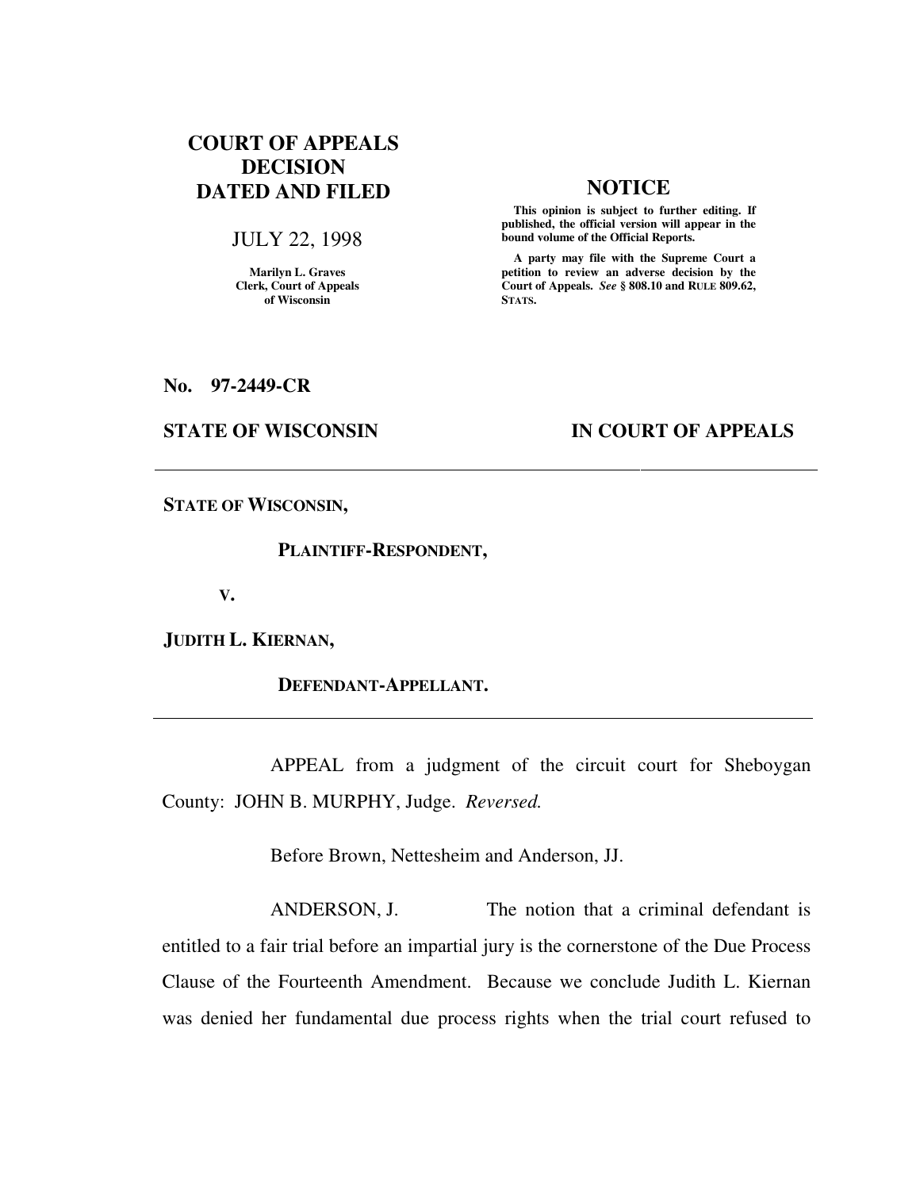**COURT OF APPEALS DECISION DATED AND FILED**

JULY 22, 1998

Marilyn L. Graves
Clerk, Court of Appeals of Wisconsin

**NOTICE**

**This opinion is subject to further editing. If published, the official version will appear in the bound volume of the Official Reports.**

**A party may file with the Supreme Court a petition to review an adverse decision by the Court of Appeals.** ***See*** **§ 808.10 and RULE 809.62, STATS.**

**No. 97-2449-CR**

**STATE OF WISCONSIN** **IN COURT OF APPEALS**

---

**STATE OF WISCONSIN,**

**PLAINTIFF-RESPONDENT,**

**V.**

**JUDITH L. KIERNAN,**

**DEFENDANT-APPELLANT.**

---

APPEAL from a judgment of the circuit court for Sheboygan County: JOHN B. MURPHY, Judge. *Reversed.*

Before Brown, Nettesheim and Anderson, JJ.

ANDERSON, J. The notion that a criminal defendant is entitled to a fair trial before an impartial jury is the cornerstone of the Due Process Clause of the Fourteenth Amendment. Because we conclude Judith L. Kiernan was denied her fundamental due process rights when the trial court refused to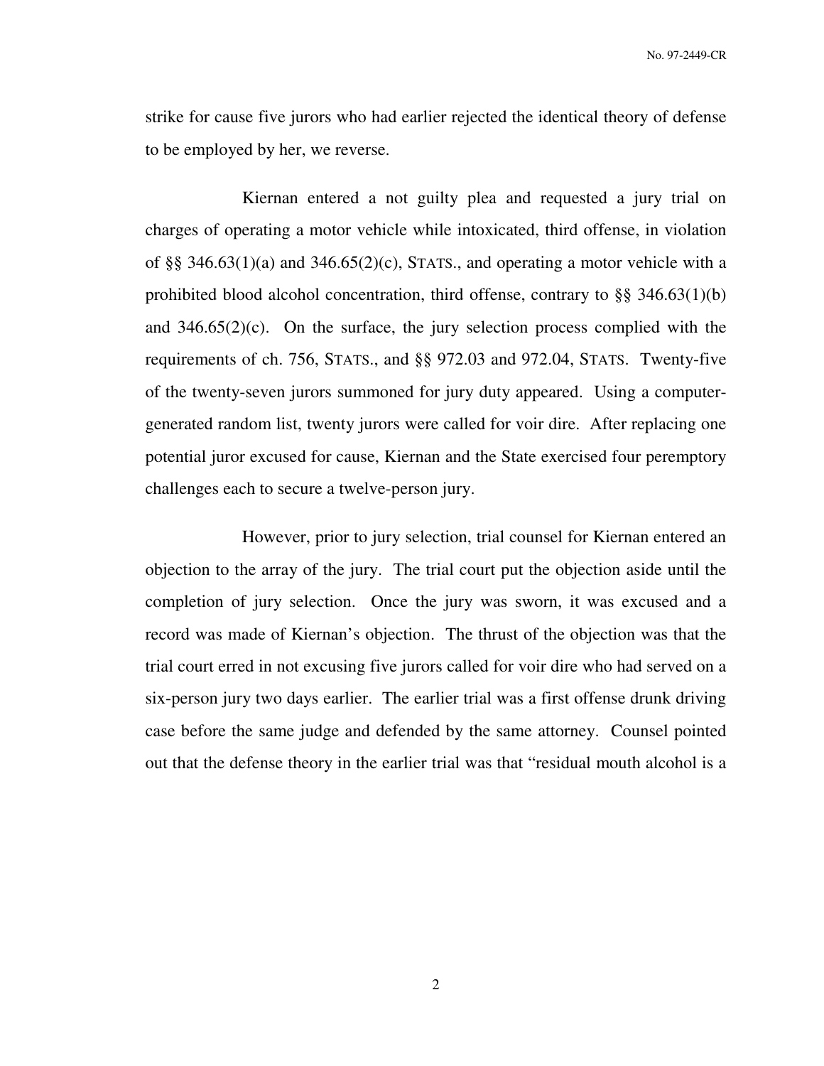strike for cause five jurors who had earlier rejected the identical theory of defense to be employed by her, we reverse.

Kiernan entered a not guilty plea and requested a jury trial on charges of operating a motor vehicle while intoxicated, third offense, in violation of §§ 346.63(1)(a) and 346.65(2)(c), STATS., and operating a motor vehicle with a prohibited blood alcohol concentration, third offense, contrary to §§ 346.63(1)(b) and 346.65(2)(c). On the surface, the jury selection process complied with the requirements of ch. 756, STATS., and §§ 972.03 and 972.04, STATS. Twenty-five of the twenty-seven jurors summoned for jury duty appeared. Using a computer-generated random list, twenty jurors were called for voir dire. After replacing one potential juror excused for cause, Kiernan and the State exercised four peremptory challenges each to secure a twelve-person jury.

However, prior to jury selection, trial counsel for Kiernan entered an objection to the array of the jury. The trial court put the objection aside until the completion of jury selection. Once the jury was sworn, it was excused and a record was made of Kiernan's objection. The thrust of the objection was that the trial court erred in not excusing five jurors called for voir dire who had served on a six-person jury two days earlier. The earlier trial was a first offense drunk driving case before the same judge and defended by the same attorney. Counsel pointed out that the defense theory in the earlier trial was that "residual mouth alcohol is a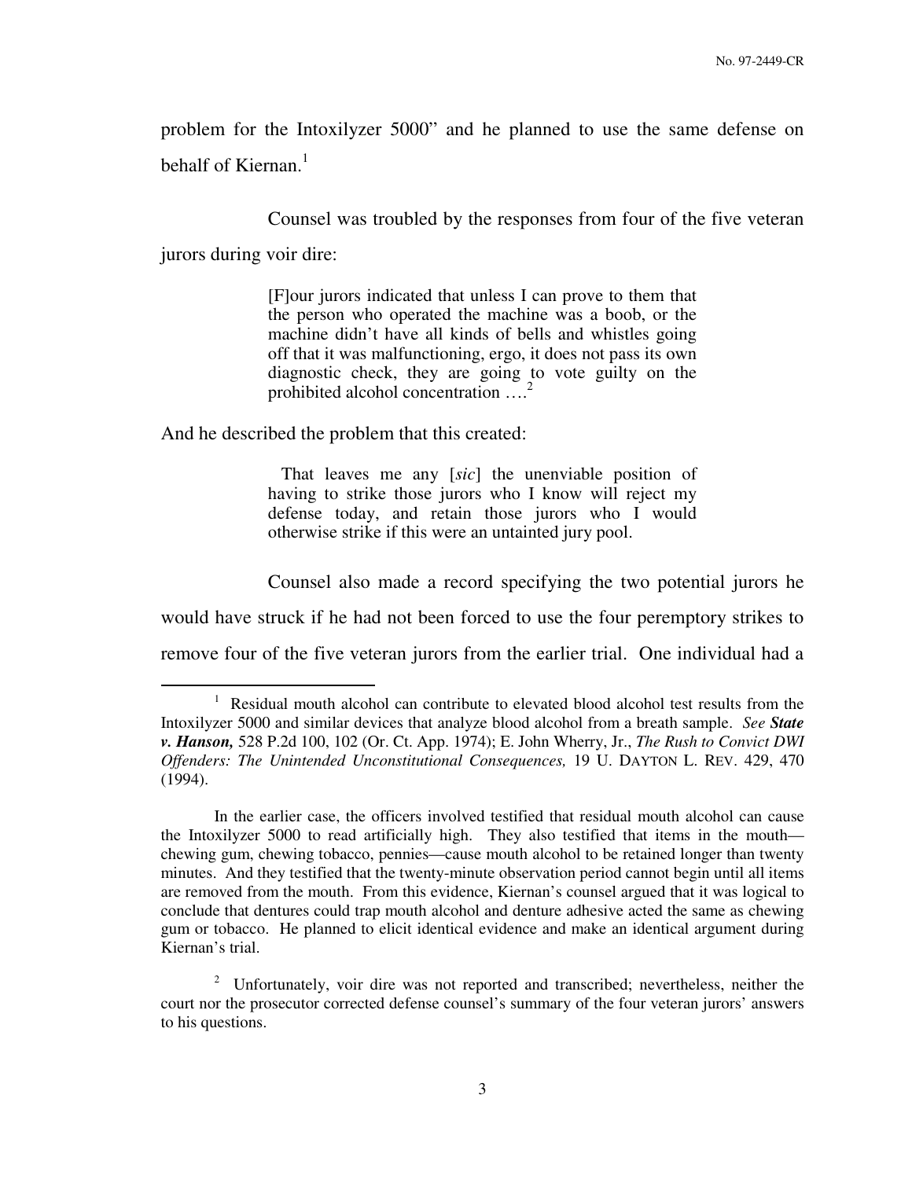problem for the Intoxilyzer 5000" and he planned to use the same defense on behalf of Kiernan.[1]

Counsel was troubled by the responses from four of the five veteran jurors during voir dire:

> [F]our jurors indicated that unless I can prove to them that the person who operated the machine was a boob, or the machine didn't have all kinds of bells and whistles going off that it was malfunctioning, ergo, it does not pass its own diagnostic check, they are going to vote guilty on the prohibited alcohol concentration ….[2]

And he described the problem that this created:

> That leaves me any [*sic*] the unenviable position of having to strike those jurors who I know will reject my defense today, and retain those jurors who I would otherwise strike if this were an untainted jury pool.

Counsel also made a record specifying the two potential jurors he would have struck if he had not been forced to use the four peremptory strikes to remove four of the five veteran jurors from the earlier trial. One individual had a

---

[1] Residual mouth alcohol can contribute to elevated blood alcohol test results from the Intoxilyzer 5000 and similar devices that analyze blood alcohol from a breath sample. *See* ***State v. Hanson,*** 528 P.2d 100, 102 (Or. Ct. App. 1974); E. John Wherry, Jr., *The Rush to Convict DWI Offenders: The Unintended Unconstitutional Consequences,* 19 U. DAYTON L. REV. 429, 470 (1994).

In the earlier case, the officers involved testified that residual mouth alcohol can cause the Intoxilyzer 5000 to read artificially high. They also testified that items in the mouth—chewing gum, chewing tobacco, pennies—cause mouth alcohol to be retained longer than twenty minutes. And they testified that the twenty-minute observation period cannot begin until all items are removed from the mouth. From this evidence, Kiernan's counsel argued that it was logical to conclude that dentures could trap mouth alcohol and denture adhesive acted the same as chewing gum or tobacco. He planned to elicit identical evidence and make an identical argument during Kiernan's trial.

[2] Unfortunately, voir dire was not reported and transcribed; nevertheless, neither the court nor the prosecutor corrected defense counsel's summary of the four veteran jurors' answers to his questions.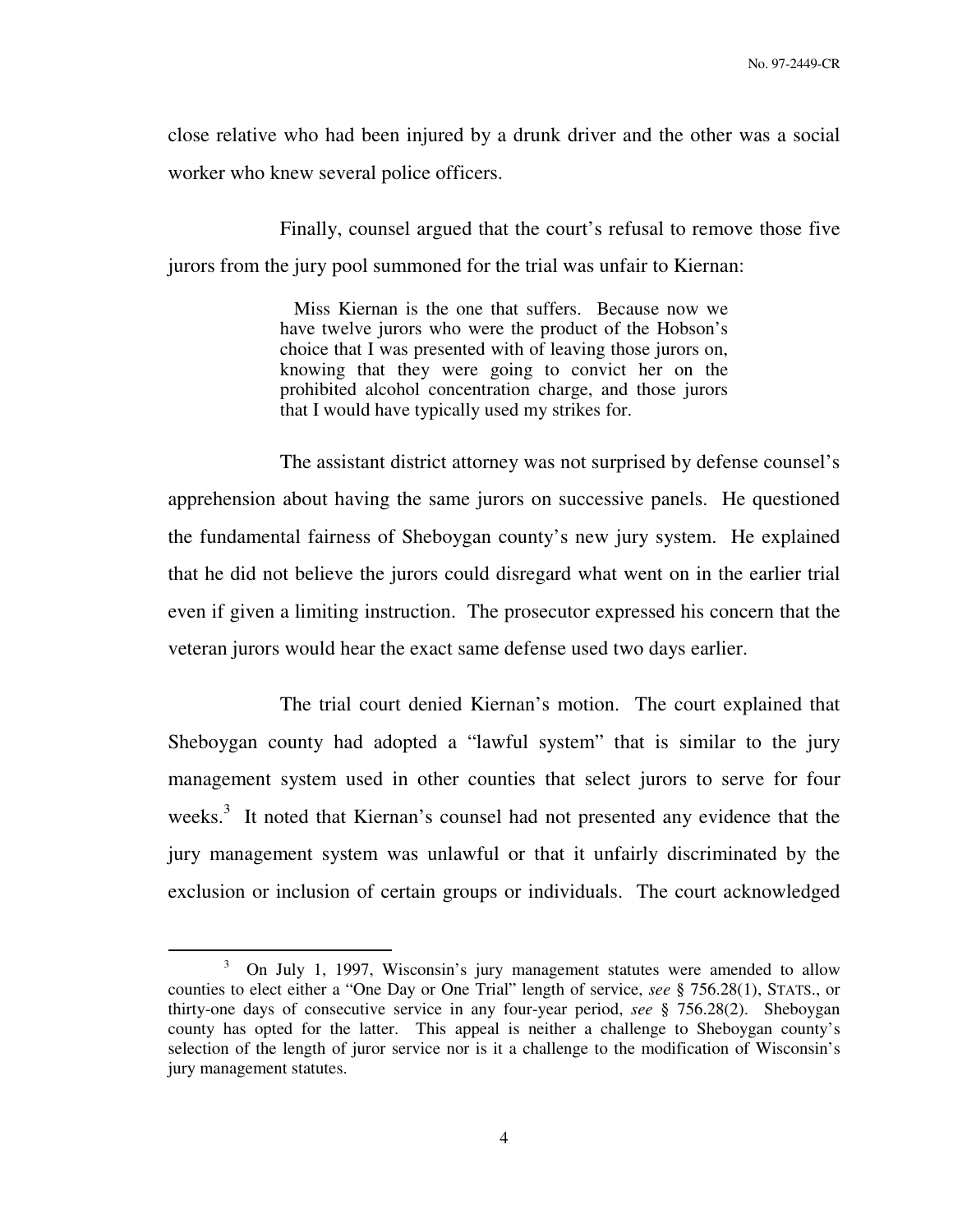close relative who had been injured by a drunk driver and the other was a social worker who knew several police officers.

Finally, counsel argued that the court's refusal to remove those five jurors from the jury pool summoned for the trial was unfair to Kiernan:

> Miss Kiernan is the one that suffers. Because now we have twelve jurors who were the product of the Hobson's choice that I was presented with of leaving those jurors on, knowing that they were going to convict her on the prohibited alcohol concentration charge, and those jurors that I would have typically used my strikes for.

The assistant district attorney was not surprised by defense counsel's apprehension about having the same jurors on successive panels. He questioned the fundamental fairness of Sheboygan county's new jury system. He explained that he did not believe the jurors could disregard what went on in the earlier trial even if given a limiting instruction. The prosecutor expressed his concern that the veteran jurors would hear the exact same defense used two days earlier.

The trial court denied Kiernan's motion. The court explained that Sheboygan county had adopted a "lawful system" that is similar to the jury management system used in other counties that select jurors to serve for four weeks.[3] It noted that Kiernan's counsel had not presented any evidence that the jury management system was unlawful or that it unfairly discriminated by the exclusion or inclusion of certain groups or individuals. The court acknowledged

---

[3] On July 1, 1997, Wisconsin's jury management statutes were amended to allow counties to elect either a "One Day or One Trial" length of service, *see* § 756.28(1), STATS., or thirty-one days of consecutive service in any four-year period, *see* § 756.28(2). Sheboygan county has opted for the latter. This appeal is neither a challenge to Sheboygan county's selection of the length of juror service nor is it a challenge to the modification of Wisconsin's jury management statutes.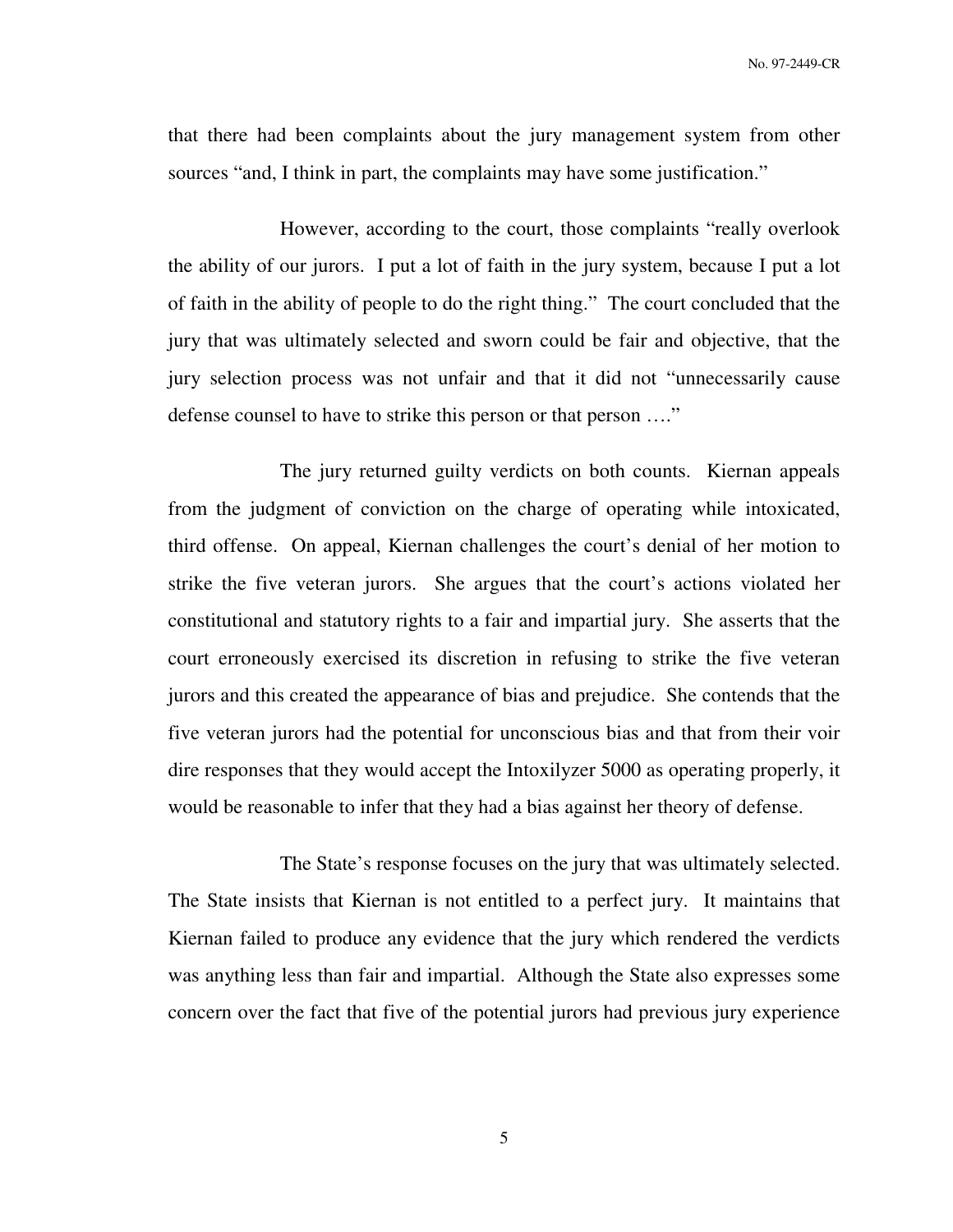that there had been complaints about the jury management system from other sources "and, I think in part, the complaints may have some justification."

However, according to the court, those complaints "really overlook the ability of our jurors. I put a lot of faith in the jury system, because I put a lot of faith in the ability of people to do the right thing." The court concluded that the jury that was ultimately selected and sworn could be fair and objective, that the jury selection process was not unfair and that it did not "unnecessarily cause defense counsel to have to strike this person or that person …."

The jury returned guilty verdicts on both counts. Kiernan appeals from the judgment of conviction on the charge of operating while intoxicated, third offense. On appeal, Kiernan challenges the court's denial of her motion to strike the five veteran jurors. She argues that the court's actions violated her constitutional and statutory rights to a fair and impartial jury. She asserts that the court erroneously exercised its discretion in refusing to strike the five veteran jurors and this created the appearance of bias and prejudice. She contends that the five veteran jurors had the potential for unconscious bias and that from their voir dire responses that they would accept the Intoxilyzer 5000 as operating properly, it would be reasonable to infer that they had a bias against her theory of defense.

The State's response focuses on the jury that was ultimately selected. The State insists that Kiernan is not entitled to a perfect jury. It maintains that Kiernan failed to produce any evidence that the jury which rendered the verdicts was anything less than fair and impartial. Although the State also expresses some concern over the fact that five of the potential jurors had previous jury experience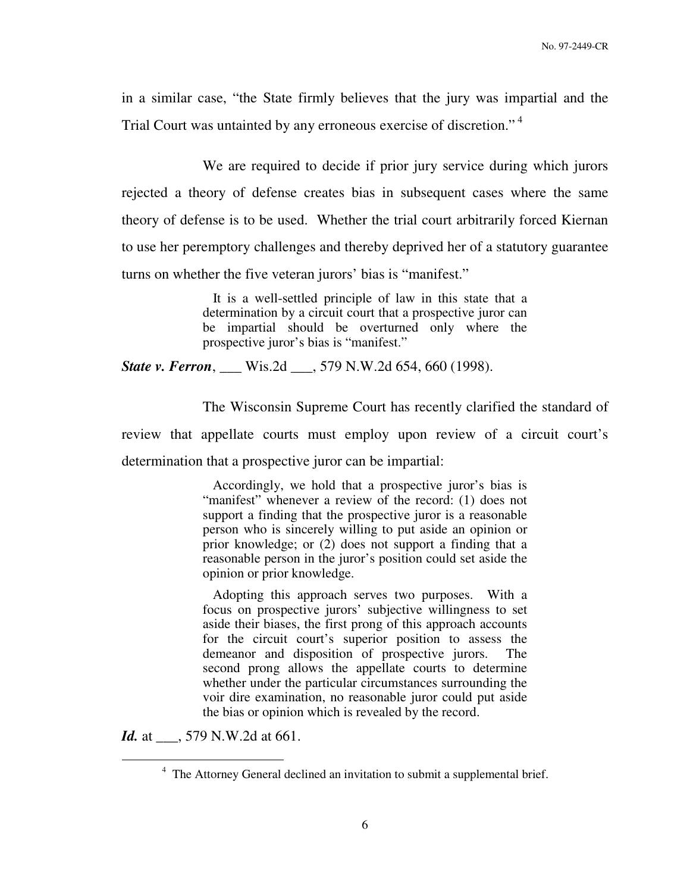in a similar case, "the State firmly believes that the jury was impartial and the Trial Court was untainted by any erroneous exercise of discretion." [4]

We are required to decide if prior jury service during which jurors rejected a theory of defense creates bias in subsequent cases where the same theory of defense is to be used. Whether the trial court arbitrarily forced Kiernan to use her peremptory challenges and thereby deprived her of a statutory guarantee turns on whether the five veteran jurors' bias is "manifest."

> It is a well-settled principle of law in this state that a determination by a circuit court that a prospective juror can be impartial should be overturned only where the prospective juror's bias is "manifest."

***State v. Ferron***, ___ Wis.2d ___, 579 N.W.2d 654, 660 (1998).

The Wisconsin Supreme Court has recently clarified the standard of review that appellate courts must employ upon review of a circuit court's determination that a prospective juror can be impartial:

> Accordingly, we hold that a prospective juror's bias is "manifest" whenever a review of the record: (1) does not support a finding that the prospective juror is a reasonable person who is sincerely willing to put aside an opinion or prior knowledge; or (2) does not support a finding that a reasonable person in the juror's position could set aside the opinion or prior knowledge.
>
> Adopting this approach serves two purposes. With a focus on prospective jurors' subjective willingness to set aside their biases, the first prong of this approach accounts for the circuit court's superior position to assess the demeanor and disposition of prospective jurors. The second prong allows the appellate courts to determine whether under the particular circumstances surrounding the voir dire examination, no reasonable juror could put aside the bias or opinion which is revealed by the record.

***Id.*** at ___, 579 N.W.2d at 661.

---

[4] The Attorney General declined an invitation to submit a supplemental brief.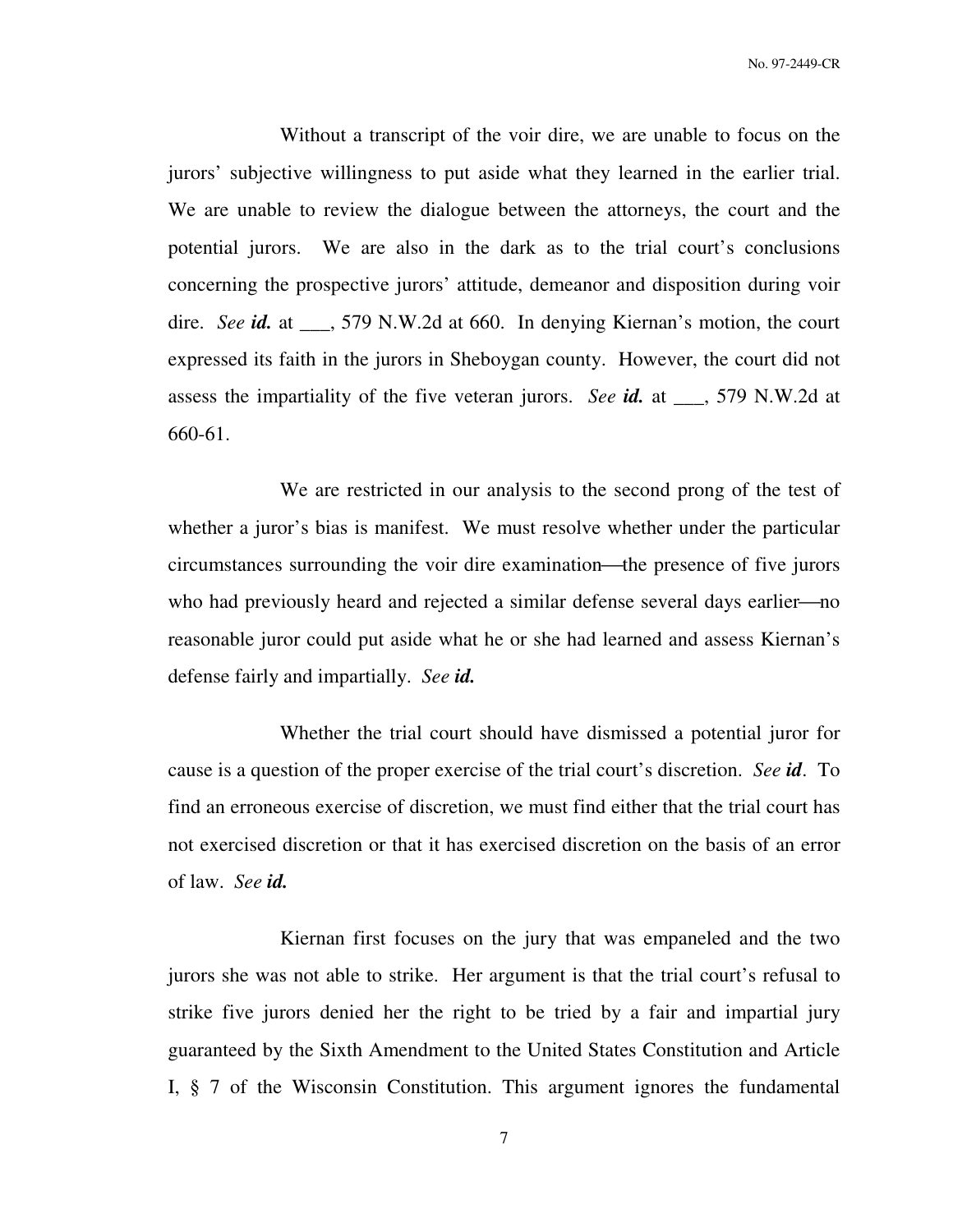Without a transcript of the voir dire, we are unable to focus on the jurors' subjective willingness to put aside what they learned in the earlier trial. We are unable to review the dialogue between the attorneys, the court and the potential jurors. We are also in the dark as to the trial court's conclusions concerning the prospective jurors' attitude, demeanor and disposition during voir dire. *See **id.*** at ___, 579 N.W.2d at 660. In denying Kiernan's motion, the court expressed its faith in the jurors in Sheboygan county. However, the court did not assess the impartiality of the five veteran jurors. *See **id.*** at ___, 579 N.W.2d at 660-61.

We are restricted in our analysis to the second prong of the test of whether a juror's bias is manifest. We must resolve whether under the particular circumstances surrounding the voir dire examination—the presence of five jurors who had previously heard and rejected a similar defense several days earlier—no reasonable juror could put aside what he or she had learned and assess Kiernan's defense fairly and impartially. *See **id.***

Whether the trial court should have dismissed a potential juror for cause is a question of the proper exercise of the trial court's discretion. *See **id***. To find an erroneous exercise of discretion, we must find either that the trial court has not exercised discretion or that it has exercised discretion on the basis of an error of law. *See **id.***

Kiernan first focuses on the jury that was empaneled and the two jurors she was not able to strike. Her argument is that the trial court's refusal to strike five jurors denied her the right to be tried by a fair and impartial jury guaranteed by the Sixth Amendment to the United States Constitution and Article I, § 7 of the Wisconsin Constitution. This argument ignores the fundamental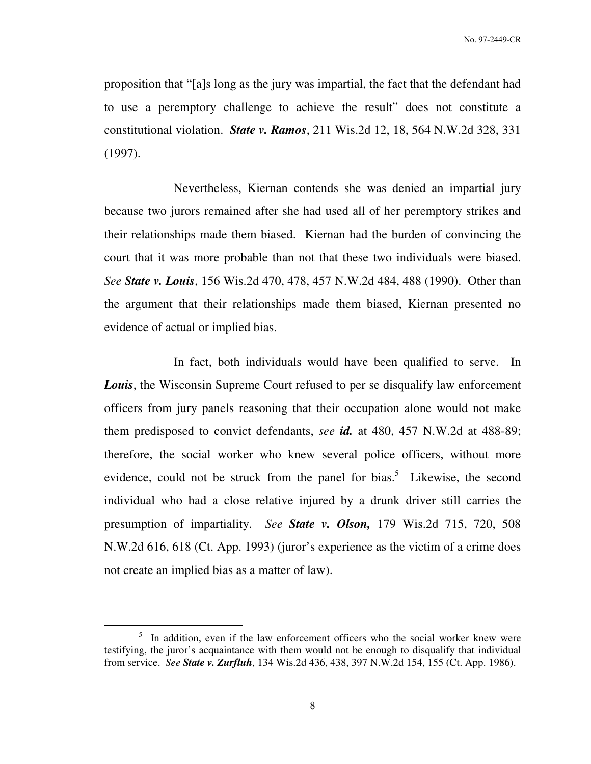proposition that "[a]s long as the jury was impartial, the fact that the defendant had to use a peremptory challenge to achieve the result" does not constitute a constitutional violation. ***State v. Ramos***, 211 Wis.2d 12, 18, 564 N.W.2d 328, 331 (1997).

Nevertheless, Kiernan contends she was denied an impartial jury because two jurors remained after she had used all of her peremptory strikes and their relationships made them biased. Kiernan had the burden of convincing the court that it was more probable than not that these two individuals were biased. *See* ***State v. Louis***, 156 Wis.2d 470, 478, 457 N.W.2d 484, 488 (1990). Other than the argument that their relationships made them biased, Kiernan presented no evidence of actual or implied bias.

In fact, both individuals would have been qualified to serve. In ***Louis***, the Wisconsin Supreme Court refused to per se disqualify law enforcement officers from jury panels reasoning that their occupation alone would not make them predisposed to convict defendants, *see* ***id.*** at 480, 457 N.W.2d at 488-89; therefore, the social worker who knew several police officers, without more evidence, could not be struck from the panel for bias.[5] Likewise, the second individual who had a close relative injured by a drunk driver still carries the presumption of impartiality. *See* ***State v. Olson,*** 179 Wis.2d 715, 720, 508 N.W.2d 616, 618 (Ct. App. 1993) (juror's experience as the victim of a crime does not create an implied bias as a matter of law).

---

[5] In addition, even if the law enforcement officers who the social worker knew were testifying, the juror's acquaintance with them would not be enough to disqualify that individual from service. *See* ***State v. Zurfluh***, 134 Wis.2d 436, 438, 397 N.W.2d 154, 155 (Ct. App. 1986).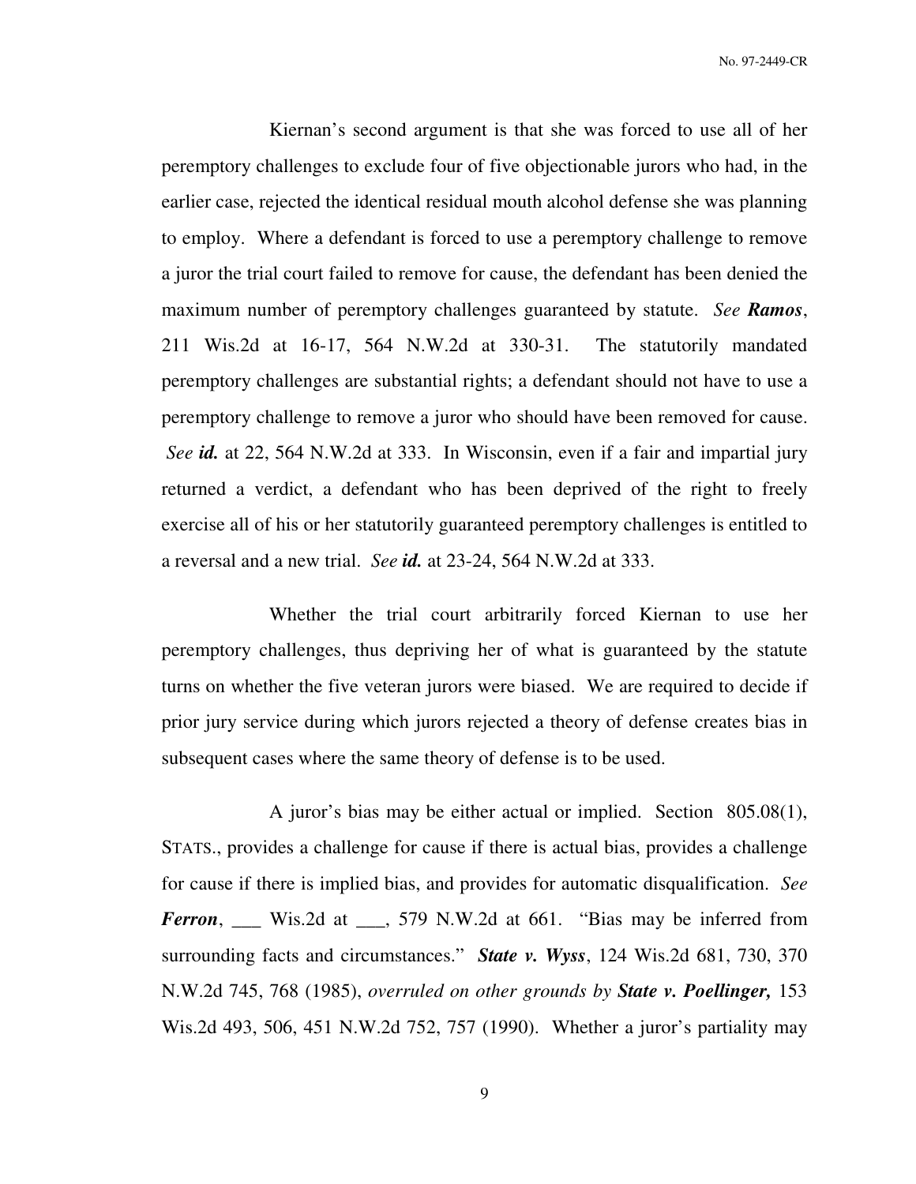Kiernan's second argument is that she was forced to use all of her peremptory challenges to exclude four of five objectionable jurors who had, in the earlier case, rejected the identical residual mouth alcohol defense she was planning to employ. Where a defendant is forced to use a peremptory challenge to remove a juror the trial court failed to remove for cause, the defendant has been denied the maximum number of peremptory challenges guaranteed by statute. *See* ***Ramos***, 211 Wis.2d at 16-17, 564 N.W.2d at 330-31. The statutorily mandated peremptory challenges are substantial rights; a defendant should not have to use a peremptory challenge to remove a juror who should have been removed for cause. *See* ***id.*** at 22, 564 N.W.2d at 333. In Wisconsin, even if a fair and impartial jury returned a verdict, a defendant who has been deprived of the right to freely exercise all of his or her statutorily guaranteed peremptory challenges is entitled to a reversal and a new trial. *See* ***id.*** at 23-24, 564 N.W.2d at 333.

Whether the trial court arbitrarily forced Kiernan to use her peremptory challenges, thus depriving her of what is guaranteed by the statute turns on whether the five veteran jurors were biased. We are required to decide if prior jury service during which jurors rejected a theory of defense creates bias in subsequent cases where the same theory of defense is to be used.

A juror's bias may be either actual or implied. Section 805.08(1), STATS., provides a challenge for cause if there is actual bias, provides a challenge for cause if there is implied bias, and provides for automatic disqualification. *See* ***Ferron***, ___ Wis.2d at ___, 579 N.W.2d at 661. "Bias may be inferred from surrounding facts and circumstances." ***State v. Wyss***, 124 Wis.2d 681, 730, 370 N.W.2d 745, 768 (1985), *overruled on other grounds by* ***State v. Poellinger,*** 153 Wis.2d 493, 506, 451 N.W.2d 752, 757 (1990). Whether a juror's partiality may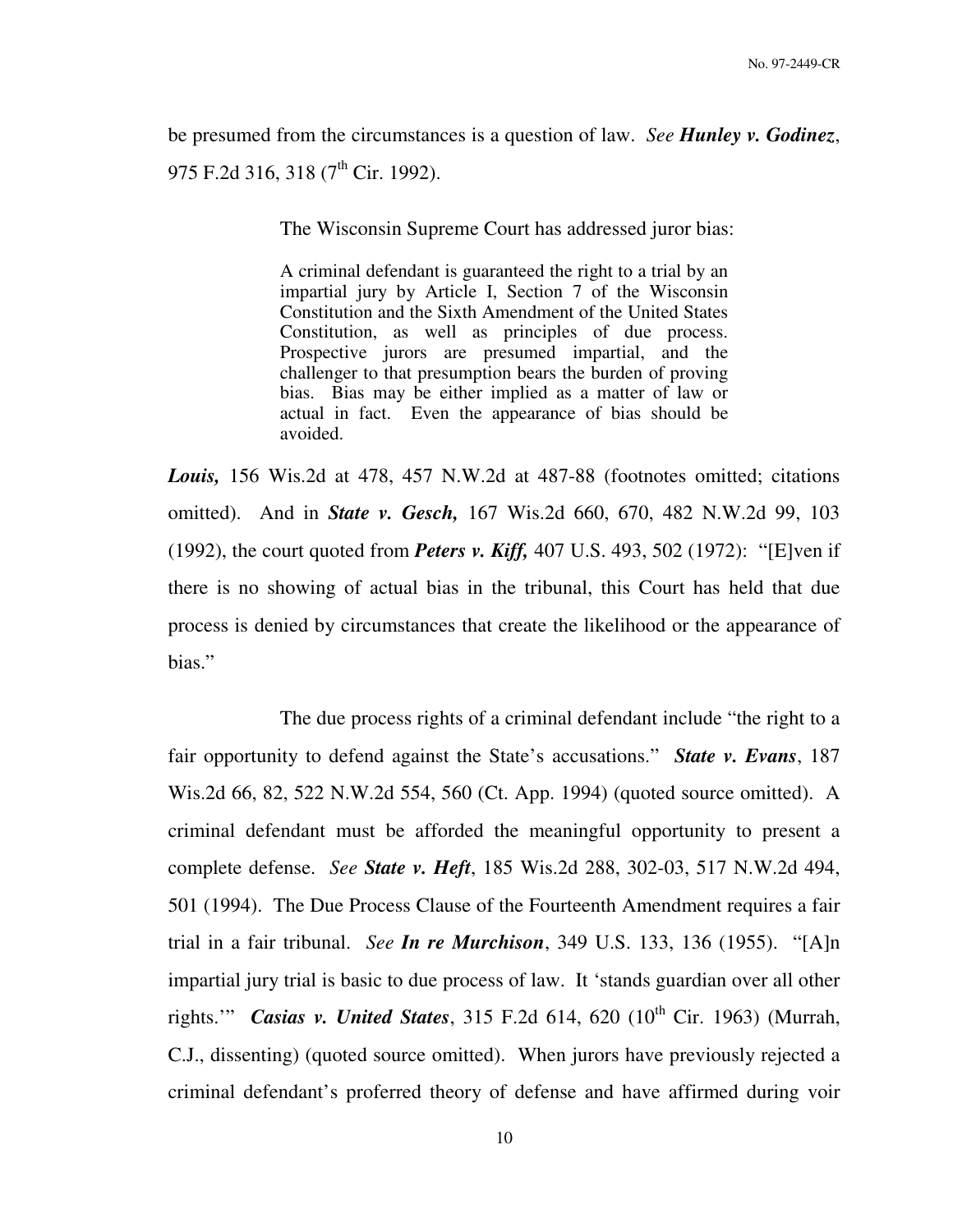be presumed from the circumstances is a question of law. *See* ***Hunley v. Godinez***, 975 F.2d 316, 318 (7th Cir. 1992).

The Wisconsin Supreme Court has addressed juror bias:

> A criminal defendant is guaranteed the right to a trial by an impartial jury by Article I, Section 7 of the Wisconsin Constitution and the Sixth Amendment of the United States Constitution, as well as principles of due process. Prospective jurors are presumed impartial, and the challenger to that presumption bears the burden of proving bias. Bias may be either implied as a matter of law or actual in fact. Even the appearance of bias should be avoided.

***Louis,*** 156 Wis.2d at 478, 457 N.W.2d at 487-88 (footnotes omitted; citations omitted). And in ***State v. Gesch,*** 167 Wis.2d 660, 670, 482 N.W.2d 99, 103 (1992), the court quoted from ***Peters v. Kiff,*** 407 U.S. 493, 502 (1972): "[E]ven if there is no showing of actual bias in the tribunal, this Court has held that due process is denied by circumstances that create the likelihood or the appearance of bias."

The due process rights of a criminal defendant include "the right to a fair opportunity to defend against the State's accusations." ***State v. Evans***, 187 Wis.2d 66, 82, 522 N.W.2d 554, 560 (Ct. App. 1994) (quoted source omitted). A criminal defendant must be afforded the meaningful opportunity to present a complete defense. *See* ***State v. Heft***, 185 Wis.2d 288, 302-03, 517 N.W.2d 494, 501 (1994). The Due Process Clause of the Fourteenth Amendment requires a fair trial in a fair tribunal. *See* ***In re Murchison***, 349 U.S. 133, 136 (1955). "[A]n impartial jury trial is basic to due process of law. It 'stands guardian over all other rights.'" ***Casias v. United States***, 315 F.2d 614, 620 (10th Cir. 1963) (Murrah, C.J., dissenting) (quoted source omitted). When jurors have previously rejected a criminal defendant's proferred theory of defense and have affirmed during voir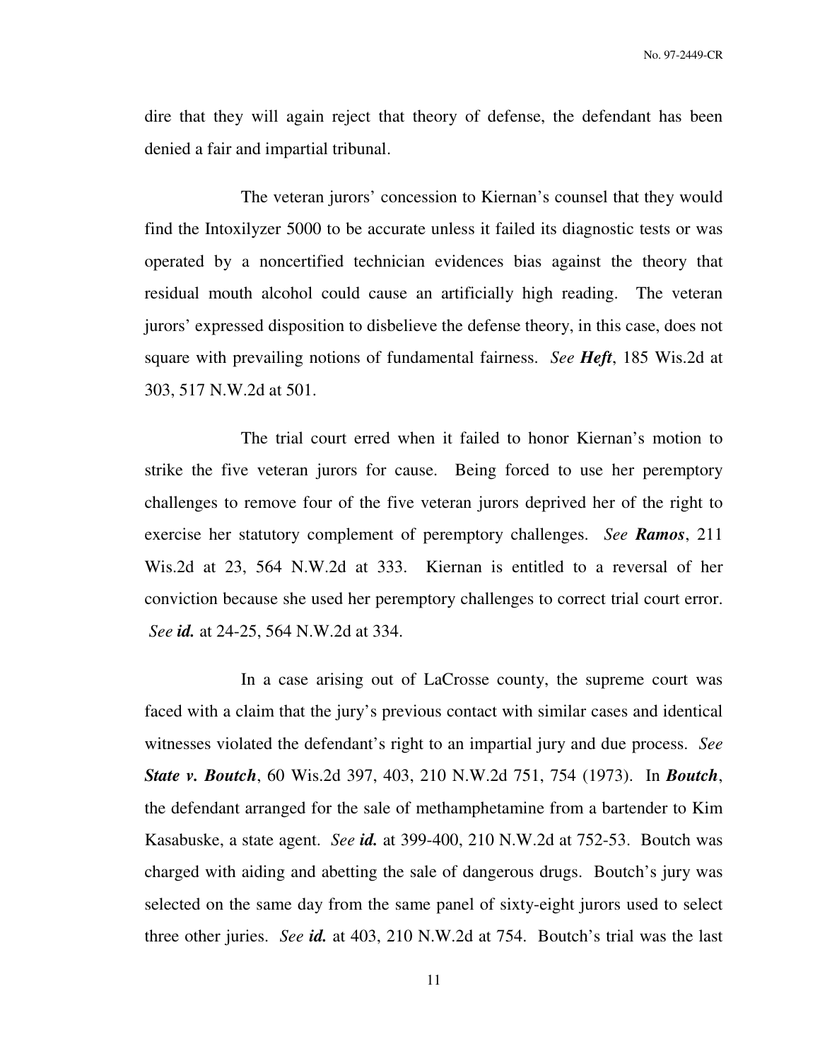dire that they will again reject that theory of defense, the defendant has been denied a fair and impartial tribunal.

The veteran jurors' concession to Kiernan's counsel that they would find the Intoxilyzer 5000 to be accurate unless it failed its diagnostic tests or was operated by a noncertified technician evidences bias against the theory that residual mouth alcohol could cause an artificially high reading. The veteran jurors' expressed disposition to disbelieve the defense theory, in this case, does not square with prevailing notions of fundamental fairness. *See* ***Heft***, 185 Wis.2d at 303, 517 N.W.2d at 501.

The trial court erred when it failed to honor Kiernan's motion to strike the five veteran jurors for cause. Being forced to use her peremptory challenges to remove four of the five veteran jurors deprived her of the right to exercise her statutory complement of peremptory challenges. *See* ***Ramos***, 211 Wis.2d at 23, 564 N.W.2d at 333. Kiernan is entitled to a reversal of her conviction because she used her peremptory challenges to correct trial court error. *See* ***id.*** at 24-25, 564 N.W.2d at 334.

In a case arising out of LaCrosse county, the supreme court was faced with a claim that the jury's previous contact with similar cases and identical witnesses violated the defendant's right to an impartial jury and due process. *See* ***State v. Boutch***, 60 Wis.2d 397, 403, 210 N.W.2d 751, 754 (1973). In ***Boutch***, the defendant arranged for the sale of methamphetamine from a bartender to Kim Kasabuske, a state agent. *See* ***id.*** at 399-400, 210 N.W.2d at 752-53. Boutch was charged with aiding and abetting the sale of dangerous drugs. Boutch's jury was selected on the same day from the same panel of sixty-eight jurors used to select three other juries. *See* ***id.*** at 403, 210 N.W.2d at 754. Boutch's trial was the last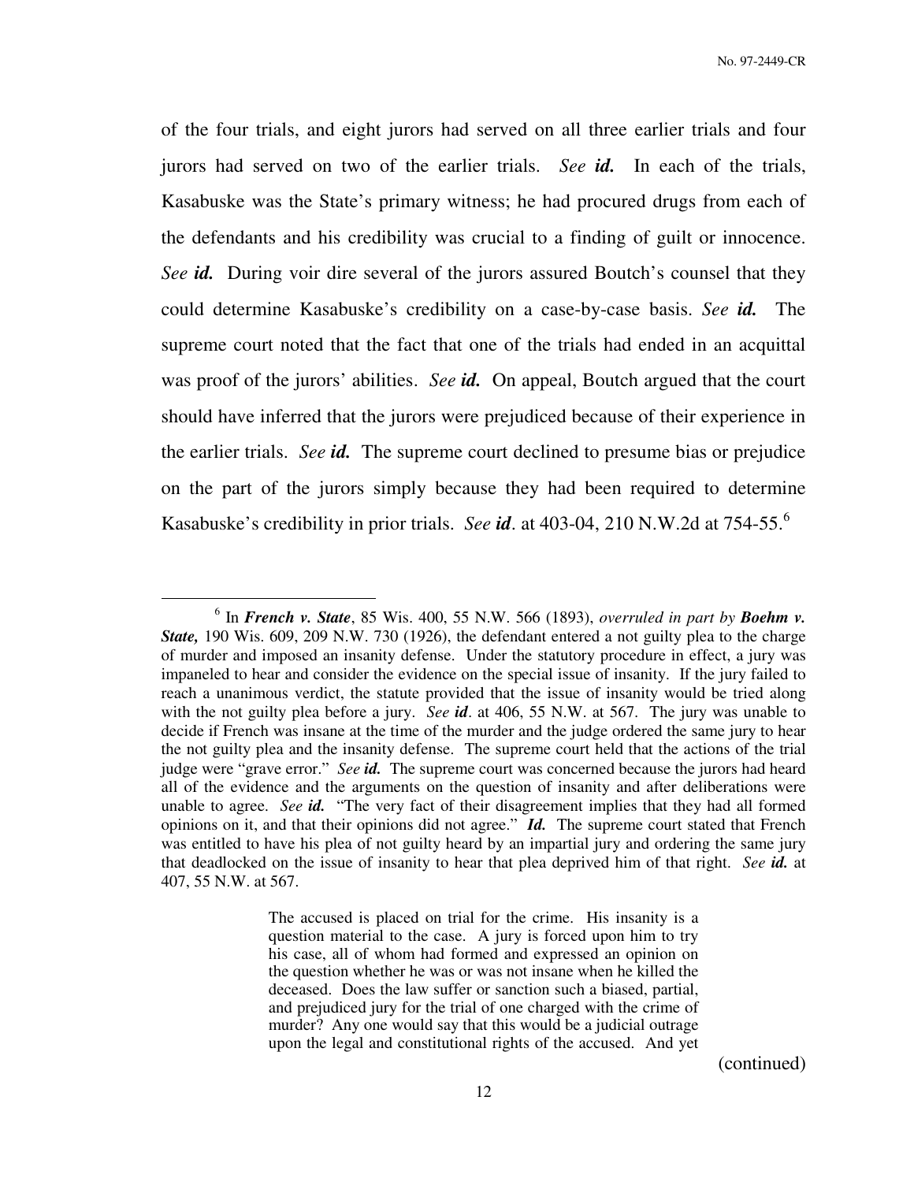of the four trials, and eight jurors had served on all three earlier trials and four jurors had served on two of the earlier trials. *See* ***id.*** In each of the trials, Kasabuske was the State's primary witness; he had procured drugs from each of the defendants and his credibility was crucial to a finding of guilt or innocence. *See* ***id.*** During voir dire several of the jurors assured Boutch's counsel that they could determine Kasabuske's credibility on a case-by-case basis. *See* ***id.*** The supreme court noted that the fact that one of the trials had ended in an acquittal was proof of the jurors' abilities. *See* ***id.*** On appeal, Boutch argued that the court should have inferred that the jurors were prejudiced because of their experience in the earlier trials. *See* ***id.*** The supreme court declined to presume bias or prejudice on the part of the jurors simply because they had been required to determine Kasabuske's credibility in prior trials. *See* ***id***. at 403-04, 210 N.W.2d at 754-55.[6]

---

[6] In ***French v. State***, 85 Wis. 400, 55 N.W. 566 (1893), *overruled in part by* ***Boehm v. State,*** 190 Wis. 609, 209 N.W. 730 (1926), the defendant entered a not guilty plea to the charge of murder and imposed an insanity defense. Under the statutory procedure in effect, a jury was impaneled to hear and consider the evidence on the special issue of insanity. If the jury failed to reach a unanimous verdict, the statute provided that the issue of insanity would be tried along with the not guilty plea before a jury. *See* ***id***. at 406, 55 N.W. at 567. The jury was unable to decide if French was insane at the time of the murder and the judge ordered the same jury to hear the not guilty plea and the insanity defense. The supreme court held that the actions of the trial judge were "grave error." *See* ***id.*** The supreme court was concerned because the jurors had heard all of the evidence and the arguments on the question of insanity and after deliberations were unable to agree. *See* ***id.*** "The very fact of their disagreement implies that they had all formed opinions on it, and that their opinions did not agree." ***Id.*** The supreme court stated that French was entitled to have his plea of not guilty heard by an impartial jury and ordering the same jury that deadlocked on the issue of insanity to hear that plea deprived him of that right. *See* ***id.*** at 407, 55 N.W. at 567.

> The accused is placed on trial for the crime. His insanity is a question material to the case. A jury is forced upon him to try his case, all of whom had formed and expressed an opinion on the question whether he was or was not insane when he killed the deceased. Does the law suffer or sanction such a biased, partial, and prejudiced jury for the trial of one charged with the crime of murder? Any one would say that this would be a judicial outrage upon the legal and constitutional rights of the accused. And yet

(continued)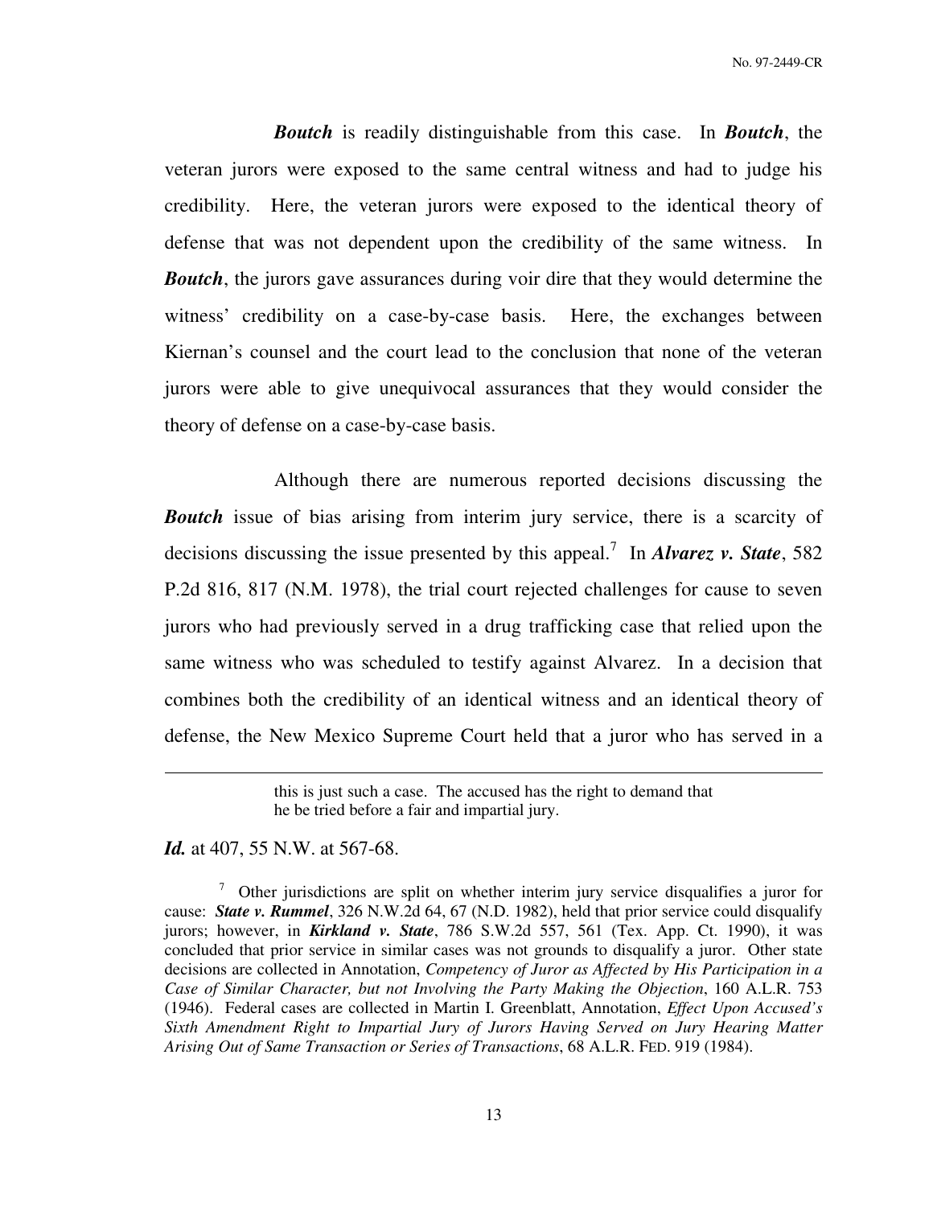***Boutch*** is readily distinguishable from this case. In ***Boutch***, the veteran jurors were exposed to the same central witness and had to judge his credibility. Here, the veteran jurors were exposed to the identical theory of defense that was not dependent upon the credibility of the same witness. In ***Boutch***, the jurors gave assurances during voir dire that they would determine the witness' credibility on a case-by-case basis. Here, the exchanges between Kiernan's counsel and the court lead to the conclusion that none of the veteran jurors were able to give unequivocal assurances that they would consider the theory of defense on a case-by-case basis.

Although there are numerous reported decisions discussing the ***Boutch*** issue of bias arising from interim jury service, there is a scarcity of decisions discussing the issue presented by this appeal.[7] In ***Alvarez v. State***, 582 P.2d 816, 817 (N.M. 1978), the trial court rejected challenges for cause to seven jurors who had previously served in a drug trafficking case that relied upon the same witness who was scheduled to testify against Alvarez. In a decision that combines both the credibility of an identical witness and an identical theory of defense, the New Mexico Supreme Court held that a juror who has served in a

> this is just such a case. The accused has the right to demand that he be tried before a fair and impartial jury.

***Id.*** at 407, 55 N.W. at 567-68.

[7] Other jurisdictions are split on whether interim jury service disqualifies a juror for cause: ***State v. Rummel***, 326 N.W.2d 64, 67 (N.D. 1982), held that prior service could disqualify jurors; however, in ***Kirkland v. State***, 786 S.W.2d 557, 561 (Tex. App. Ct. 1990), it was concluded that prior service in similar cases was not grounds to disqualify a juror. Other state decisions are collected in Annotation, *Competency of Juror as Affected by His Participation in a Case of Similar Character, but not Involving the Party Making the Objection*, 160 A.L.R. 753 (1946). Federal cases are collected in Martin I. Greenblatt, Annotation, *Effect Upon Accused's Sixth Amendment Right to Impartial Jury of Jurors Having Served on Jury Hearing Matter Arising Out of Same Transaction or Series of Transactions*, 68 A.L.R. FED. 919 (1984).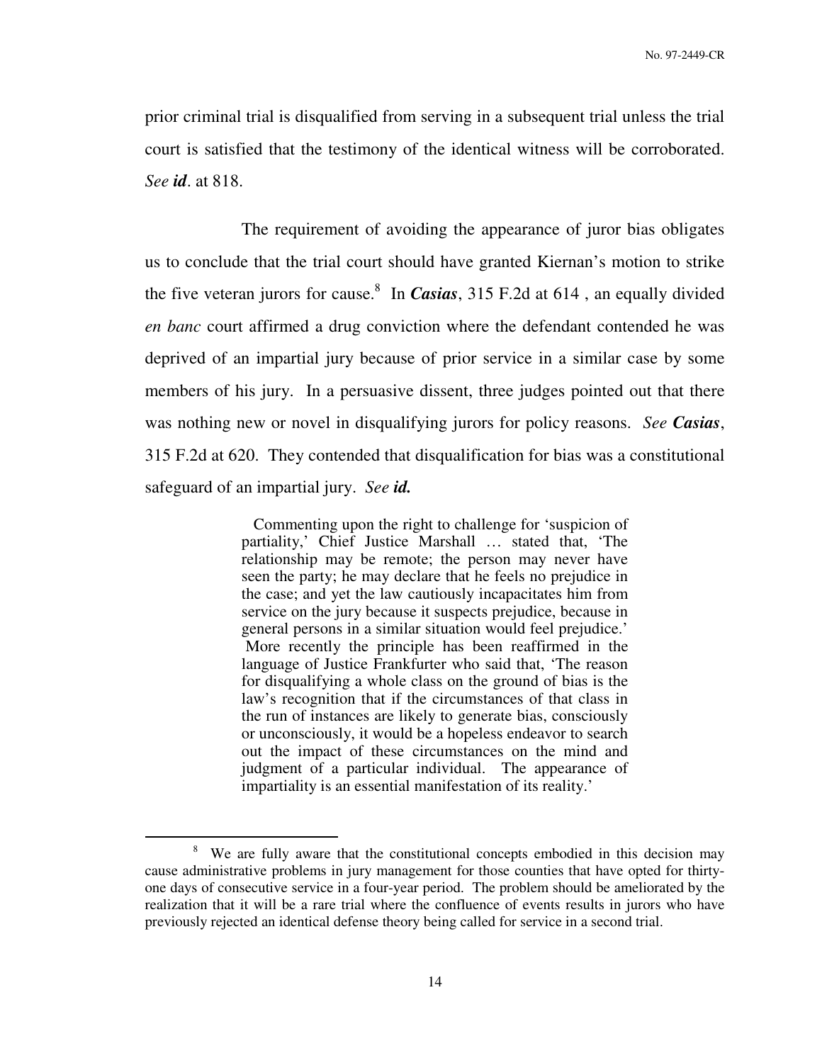prior criminal trial is disqualified from serving in a subsequent trial unless the trial court is satisfied that the testimony of the identical witness will be corroborated. *See* ***id***. at 818.

The requirement of avoiding the appearance of juror bias obligates us to conclude that the trial court should have granted Kiernan's motion to strike the five veteran jurors for cause.[8] In ***Casias***, 315 F.2d at 614 , an equally divided *en banc* court affirmed a drug conviction where the defendant contended he was deprived of an impartial jury because of prior service in a similar case by some members of his jury. In a persuasive dissent, three judges pointed out that there was nothing new or novel in disqualifying jurors for policy reasons. *See* ***Casias***, 315 F.2d at 620. They contended that disqualification for bias was a constitutional safeguard of an impartial jury. *See* ***id.***

> Commenting upon the right to challenge for 'suspicion of partiality,' Chief Justice Marshall … stated that, 'The relationship may be remote; the person may never have seen the party; he may declare that he feels no prejudice in the case; and yet the law cautiously incapacitates him from service on the jury because it suspects prejudice, because in general persons in a similar situation would feel prejudice.' More recently the principle has been reaffirmed in the language of Justice Frankfurter who said that, 'The reason for disqualifying a whole class on the ground of bias is the law's recognition that if the circumstances of that class in the run of instances are likely to generate bias, consciously or unconsciously, it would be a hopeless endeavor to search out the impact of these circumstances on the mind and judgment of a particular individual. The appearance of impartiality is an essential manifestation of its reality.'

---

[8] We are fully aware that the constitutional concepts embodied in this decision may cause administrative problems in jury management for those counties that have opted for thirty-one days of consecutive service in a four-year period. The problem should be ameliorated by the realization that it will be a rare trial where the confluence of events results in jurors who have previously rejected an identical defense theory being called for service in a second trial.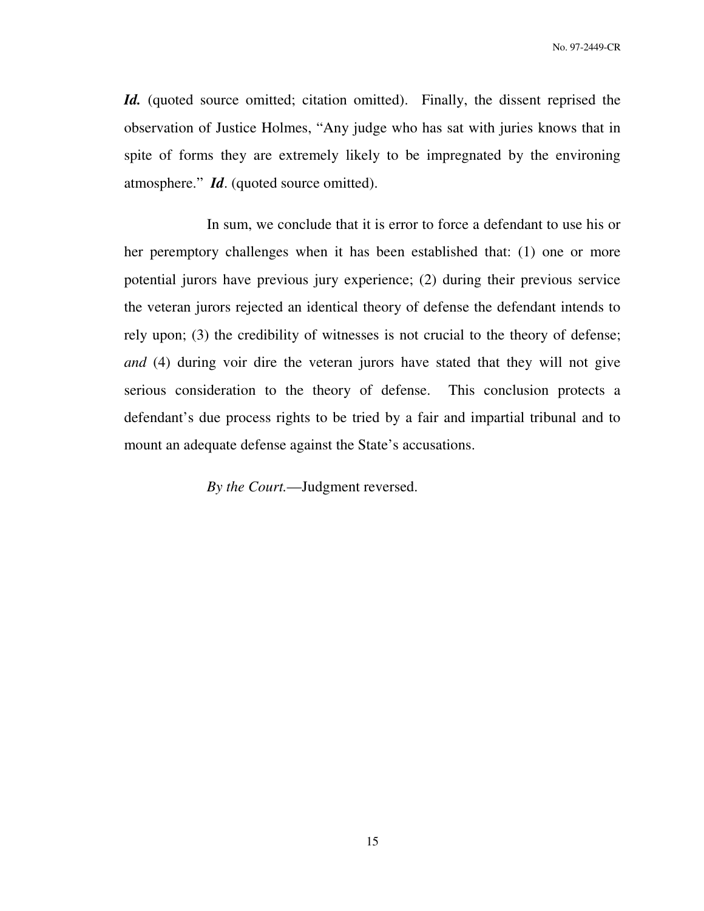***Id.*** (quoted source omitted; citation omitted). Finally, the dissent reprised the observation of Justice Holmes, "Any judge who has sat with juries knows that in spite of forms they are extremely likely to be impregnated by the environing atmosphere." ***Id***. (quoted source omitted).

In sum, we conclude that it is error to force a defendant to use his or her peremptory challenges when it has been established that: (1) one or more potential jurors have previous jury experience; (2) during their previous service the veteran jurors rejected an identical theory of defense the defendant intends to rely upon; (3) the credibility of witnesses is not crucial to the theory of defense; *and* (4) during voir dire the veteran jurors have stated that they will not give serious consideration to the theory of defense. This conclusion protects a defendant's due process rights to be tried by a fair and impartial tribunal and to mount an adequate defense against the State's accusations.

*By the Court.*—Judgment reversed.